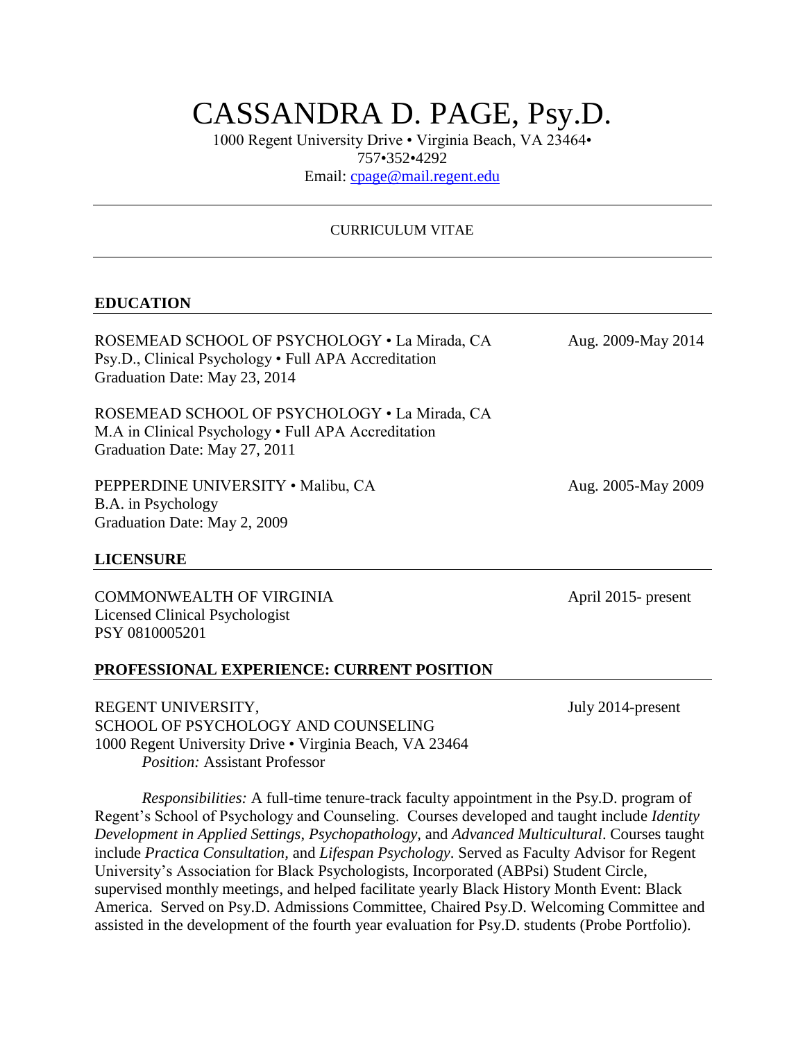# CASSANDRA D. PAGE, Psy.D.

1000 Regent University Drive • Virginia Beach, VA 23464•
757•352•4292
Email: cpage@mail.regent.edu

---

CURRICULUM VITAE

---

## EDUCATION

ROSEMEAD SCHOOL OF PSYCHOLOGY • La Mirada, CA — Aug. 2009-May 2014
Psy.D., Clinical Psychology • Full APA Accreditation
Graduation Date: May 23, 2014

ROSEMEAD SCHOOL OF PSYCHOLOGY • La Mirada, CA
M.A in Clinical Psychology • Full APA Accreditation
Graduation Date: May 27, 2011

PEPPERDINE UNIVERSITY • Malibu, CA — Aug. 2005-May 2009
B.A. in Psychology
Graduation Date: May 2, 2009

## LICENSURE

COMMONWEALTH OF VIRGINIA — April 2015- present
Licensed Clinical Psychologist
PSY 0810005201

## PROFESSIONAL EXPERIENCE: CURRENT POSITION

REGENT UNIVERSITY, — July 2014-present
SCHOOL OF PSYCHOLOGY AND COUNSELING
1000 Regent University Drive • Virginia Beach, VA 23464
*Position:* Assistant Professor

*Responsibilities:* A full-time tenure-track faculty appointment in the Psy.D. program of Regent's School of Psychology and Counseling. Courses developed and taught include *Identity Development in Applied Settings, Psychopathology,* and *Advanced Multicultural*. Courses taught include *Practica Consultation,* and *Lifespan Psychology*. Served as Faculty Advisor for Regent University's Association for Black Psychologists, Incorporated (ABPsi) Student Circle, supervised monthly meetings, and helped facilitate yearly Black History Month Event: Black America. Served on Psy.D. Admissions Committee, Chaired Psy.D. Welcoming Committee and assisted in the development of the fourth year evaluation for Psy.D. students (Probe Portfolio).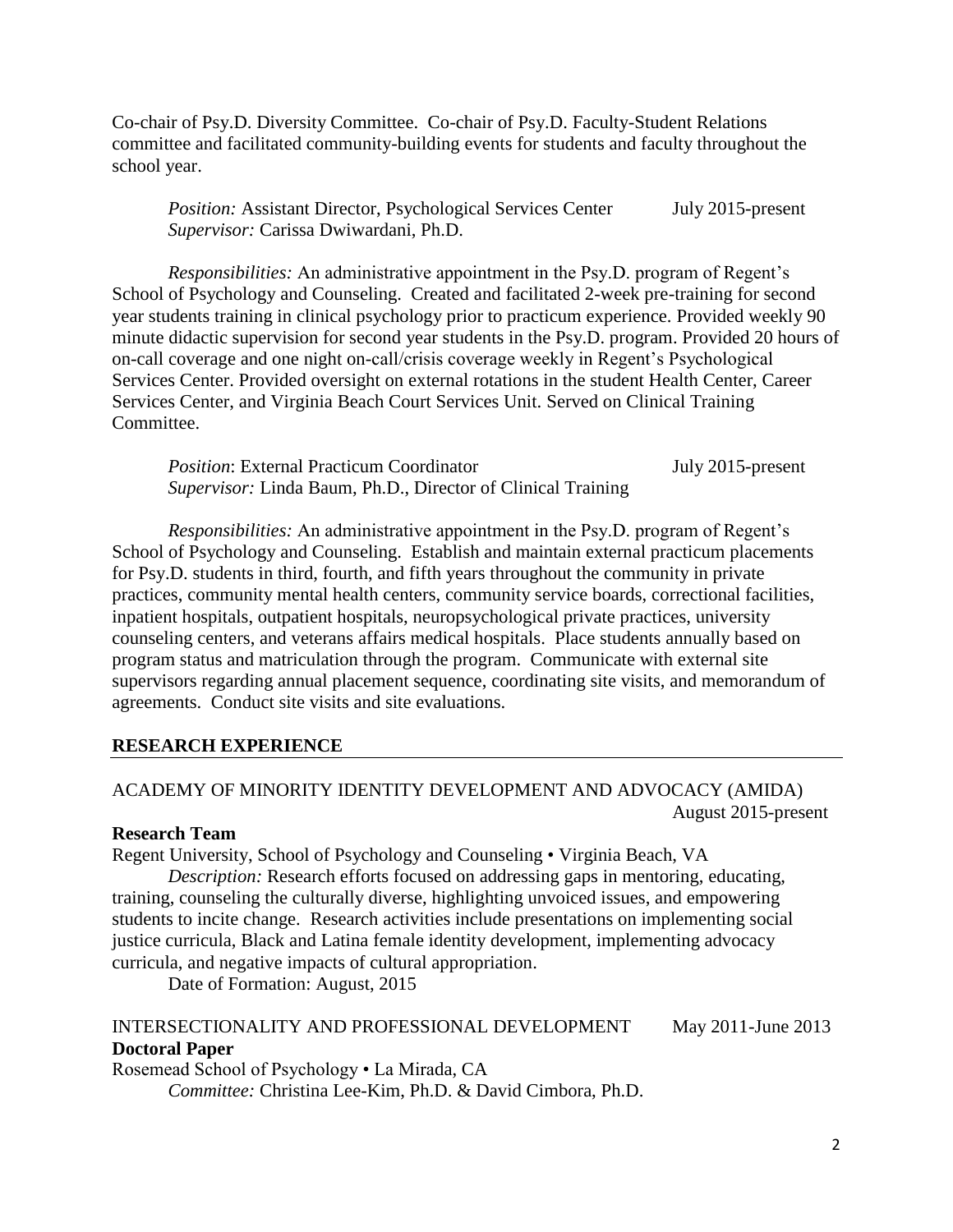Co-chair of Psy.D. Diversity Committee. Co-chair of Psy.D. Faculty-Student Relations committee and facilitated community-building events for students and faculty throughout the school year.

*Position:* Assistant Director, Psychological Services Center July 2015-present
*Supervisor:* Carissa Dwiwardani, Ph.D.

*Responsibilities:* An administrative appointment in the Psy.D. program of Regent's School of Psychology and Counseling. Created and facilitated 2-week pre-training for second year students training in clinical psychology prior to practicum experience. Provided weekly 90 minute didactic supervision for second year students in the Psy.D. program. Provided 20 hours of on-call coverage and one night on-call/crisis coverage weekly in Regent's Psychological Services Center. Provided oversight on external rotations in the student Health Center, Career Services Center, and Virginia Beach Court Services Unit. Served on Clinical Training Committee.

*Position*: External Practicum Coordinator July 2015-present
*Supervisor:* Linda Baum, Ph.D., Director of Clinical Training

*Responsibilities:* An administrative appointment in the Psy.D. program of Regent's School of Psychology and Counseling. Establish and maintain external practicum placements for Psy.D. students in third, fourth, and fifth years throughout the community in private practices, community mental health centers, community service boards, correctional facilities, inpatient hospitals, outpatient hospitals, neuropsychological private practices, university counseling centers, and veterans affairs medical hospitals. Place students annually based on program status and matriculation through the program. Communicate with external site supervisors regarding annual placement sequence, coordinating site visits, and memorandum of agreements. Conduct site visits and site evaluations.

## RESEARCH EXPERIENCE

ACADEMY OF MINORITY IDENTITY DEVELOPMENT AND ADVOCACY (AMIDA) August 2015-present

**Research Team**

Regent University, School of Psychology and Counseling • Virginia Beach, VA

*Description:* Research efforts focused on addressing gaps in mentoring, educating, training, counseling the culturally diverse, highlighting unvoiced issues, and empowering students to incite change. Research activities include presentations on implementing social justice curricula, Black and Latina female identity development, implementing advocacy curricula, and negative impacts of cultural appropriation.

Date of Formation: August, 2015

INTERSECTIONALITY AND PROFESSIONAL DEVELOPMENT May 2011-June 2013

**Doctoral Paper**

Rosemead School of Psychology • La Mirada, CA

*Committee:* Christina Lee-Kim, Ph.D. & David Cimbora, Ph.D.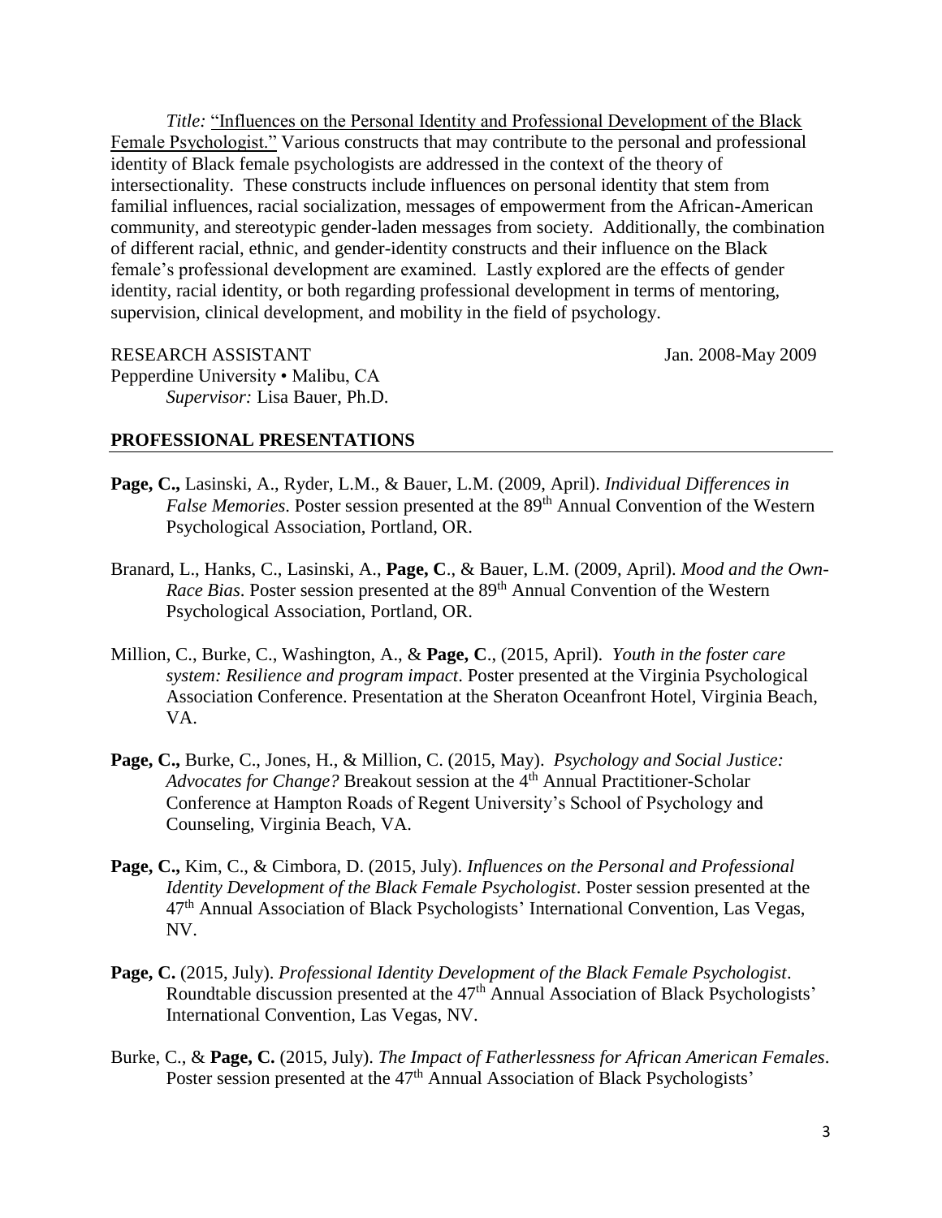*Title:* "Influences on the Personal Identity and Professional Development of the Black Female Psychologist." Various constructs that may contribute to the personal and professional identity of Black female psychologists are addressed in the context of the theory of intersectionality. These constructs include influences on personal identity that stem from familial influences, racial socialization, messages of empowerment from the African-American community, and stereotypic gender-laden messages from society. Additionally, the combination of different racial, ethnic, and gender-identity constructs and their influence on the Black female's professional development are examined. Lastly explored are the effects of gender identity, racial identity, or both regarding professional development in terms of mentoring, supervision, clinical development, and mobility in the field of psychology.

RESEARCH ASSISTANT Jan. 2008-May 2009
Pepperdine University • Malibu, CA
*Supervisor:* Lisa Bauer, Ph.D.

## PROFESSIONAL PRESENTATIONS

**Page, C.,** Lasinski, A., Ryder, L.M., & Bauer, L.M. (2009, April). *Individual Differences in False Memories*. Poster session presented at the 89th Annual Convention of the Western Psychological Association, Portland, OR.

Branard, L., Hanks, C., Lasinski, A., **Page, C**., & Bauer, L.M. (2009, April). *Mood and the Own-Race Bias*. Poster session presented at the 89th Annual Convention of the Western Psychological Association, Portland, OR.

Million, C., Burke, C., Washington, A., & **Page, C**., (2015, April). *Youth in the foster care system: Resilience and program impact*. Poster presented at the Virginia Psychological Association Conference. Presentation at the Sheraton Oceanfront Hotel, Virginia Beach, VA.

**Page, C.,** Burke, C., Jones, H., & Million, C. (2015, May). *Psychology and Social Justice: Advocates for Change?* Breakout session at the 4th Annual Practitioner-Scholar Conference at Hampton Roads of Regent University's School of Psychology and Counseling, Virginia Beach, VA.

**Page, C.,** Kim, C., & Cimbora, D. (2015, July). *Influences on the Personal and Professional Identity Development of the Black Female Psychologist*. Poster session presented at the 47th Annual Association of Black Psychologists' International Convention, Las Vegas, NV.

**Page, C.** (2015, July). *Professional Identity Development of the Black Female Psychologist*. Roundtable discussion presented at the 47th Annual Association of Black Psychologists' International Convention, Las Vegas, NV.

Burke, C., & **Page, C.** (2015, July). *The Impact of Fatherlessness for African American Females*. Poster session presented at the 47th Annual Association of Black Psychologists'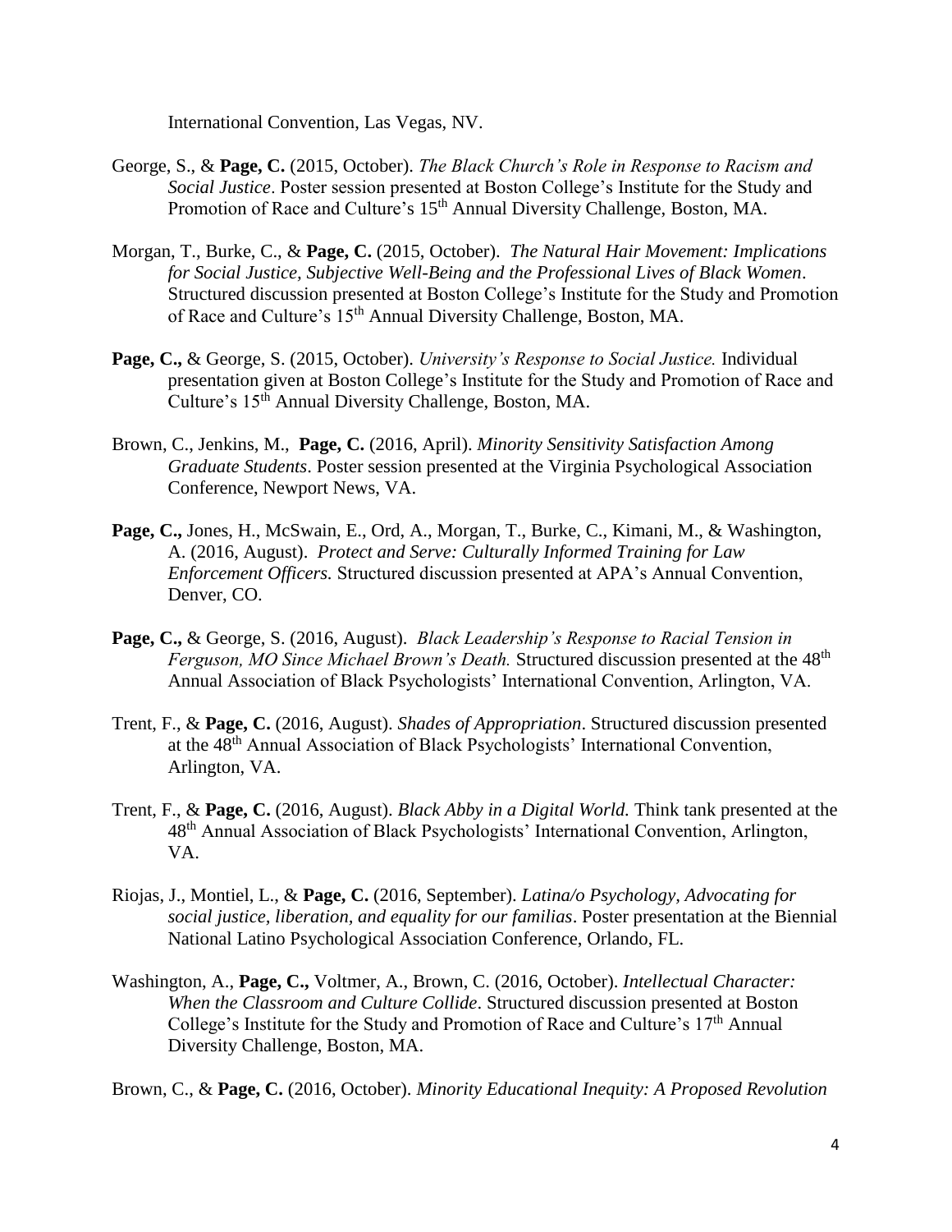International Convention, Las Vegas, NV.

George, S., & **Page, C.** (2015, October). *The Black Church's Role in Response to Racism and Social Justice*. Poster session presented at Boston College's Institute for the Study and Promotion of Race and Culture's 15th Annual Diversity Challenge, Boston, MA.

Morgan, T., Burke, C., & **Page, C.** (2015, October). *The Natural Hair Movement: Implications for Social Justice, Subjective Well-Being and the Professional Lives of Black Women*. Structured discussion presented at Boston College's Institute for the Study and Promotion of Race and Culture's 15th Annual Diversity Challenge, Boston, MA.

**Page, C.,** & George, S. (2015, October). *University's Response to Social Justice.* Individual presentation given at Boston College's Institute for the Study and Promotion of Race and Culture's 15th Annual Diversity Challenge, Boston, MA.

Brown, C., Jenkins, M., **Page, C.** (2016, April). *Minority Sensitivity Satisfaction Among Graduate Students*. Poster session presented at the Virginia Psychological Association Conference, Newport News, VA.

**Page, C.,** Jones, H., McSwain, E., Ord, A., Morgan, T., Burke, C., Kimani, M., & Washington, A. (2016, August). *Protect and Serve: Culturally Informed Training for Law Enforcement Officers.* Structured discussion presented at APA's Annual Convention, Denver, CO.

**Page, C.,** & George, S. (2016, August). *Black Leadership's Response to Racial Tension in Ferguson, MO Since Michael Brown's Death.* Structured discussion presented at the 48th Annual Association of Black Psychologists' International Convention, Arlington, VA.

Trent, F., & **Page, C.** (2016, August). *Shades of Appropriation*. Structured discussion presented at the 48th Annual Association of Black Psychologists' International Convention, Arlington, VA.

Trent, F., & **Page, C.** (2016, August). *Black Abby in a Digital World.* Think tank presented at the 48th Annual Association of Black Psychologists' International Convention, Arlington, VA.

Riojas, J., Montiel, L., & **Page, C.** (2016, September). *Latina/o Psychology, Advocating for social justice, liberation, and equality for our familias*. Poster presentation at the Biennial National Latino Psychological Association Conference, Orlando, FL.

Washington, A., **Page, C.,** Voltmer, A., Brown, C. (2016, October). *Intellectual Character: When the Classroom and Culture Collide*. Structured discussion presented at Boston College's Institute for the Study and Promotion of Race and Culture's 17th Annual Diversity Challenge, Boston, MA.

Brown, C., & **Page, C.** (2016, October). *Minority Educational Inequity: A Proposed Revolution*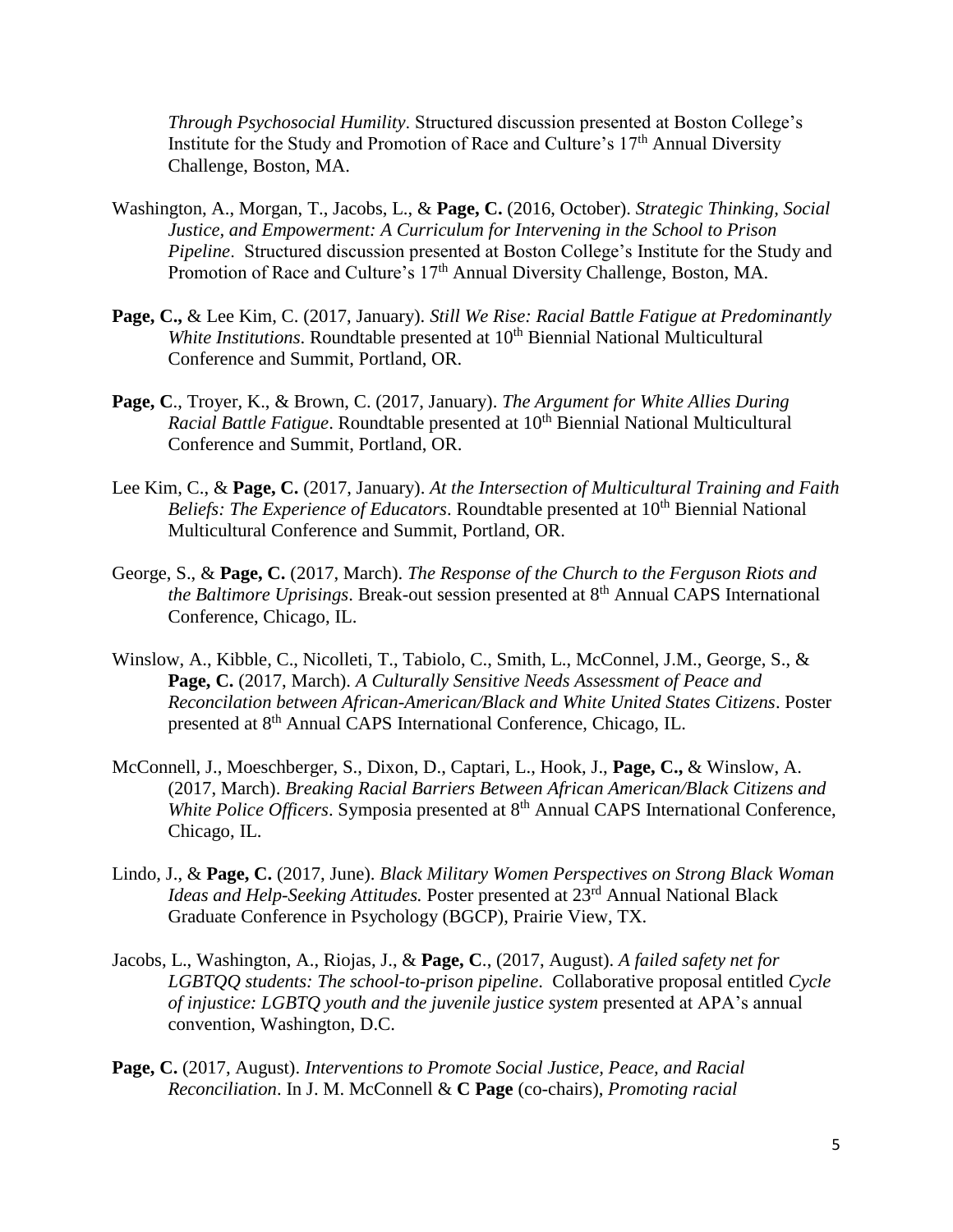*Through Psychosocial Humility*. Structured discussion presented at Boston College's Institute for the Study and Promotion of Race and Culture's 17th Annual Diversity Challenge, Boston, MA.

Washington, A., Morgan, T., Jacobs, L., & **Page, C.** (2016, October). *Strategic Thinking, Social Justice, and Empowerment: A Curriculum for Intervening in the School to Prison Pipeline*. Structured discussion presented at Boston College's Institute for the Study and Promotion of Race and Culture's 17th Annual Diversity Challenge, Boston, MA.

**Page, C.,** & Lee Kim, C. (2017, January). *Still We Rise: Racial Battle Fatigue at Predominantly White Institutions*. Roundtable presented at 10th Biennial National Multicultural Conference and Summit, Portland, OR.

**Page, C**., Troyer, K., & Brown, C. (2017, January). *The Argument for White Allies During Racial Battle Fatigue*. Roundtable presented at 10th Biennial National Multicultural Conference and Summit, Portland, OR.

Lee Kim, C., & **Page, C.** (2017, January). *At the Intersection of Multicultural Training and Faith Beliefs: The Experience of Educators*. Roundtable presented at 10th Biennial National Multicultural Conference and Summit, Portland, OR.

George, S., & **Page, C.** (2017, March). *The Response of the Church to the Ferguson Riots and the Baltimore Uprisings*. Break-out session presented at 8th Annual CAPS International Conference, Chicago, IL.

Winslow, A., Kibble, C., Nicolleti, T., Tabiolo, C., Smith, L., McConnel, J.M., George, S., & **Page, C.** (2017, March). *A Culturally Sensitive Needs Assessment of Peace and Reconcilation between African-American/Black and White United States Citizens*. Poster presented at 8th Annual CAPS International Conference, Chicago, IL.

McConnell, J., Moeschberger, S., Dixon, D., Captari, L., Hook, J., **Page, C.,** & Winslow, A. (2017, March). *Breaking Racial Barriers Between African American/Black Citizens and White Police Officers*. Symposia presented at 8th Annual CAPS International Conference, Chicago, IL.

Lindo, J., & **Page, C.** (2017, June). *Black Military Women Perspectives on Strong Black Woman Ideas and Help-Seeking Attitudes.* Poster presented at 23rd Annual National Black Graduate Conference in Psychology (BGCP), Prairie View, TX.

Jacobs, L., Washington, A., Riojas, J., & **Page, C**., (2017, August). *A failed safety net for LGBTQQ students: The school-to-prison pipeline*. Collaborative proposal entitled *Cycle of injustice: LGBTQ youth and the juvenile justice system* presented at APA's annual convention, Washington, D.C.

**Page, C.** (2017, August). *Interventions to Promote Social Justice, Peace, and Racial Reconciliation*. In J. M. McConnell & **C Page** (co-chairs), *Promoting racial*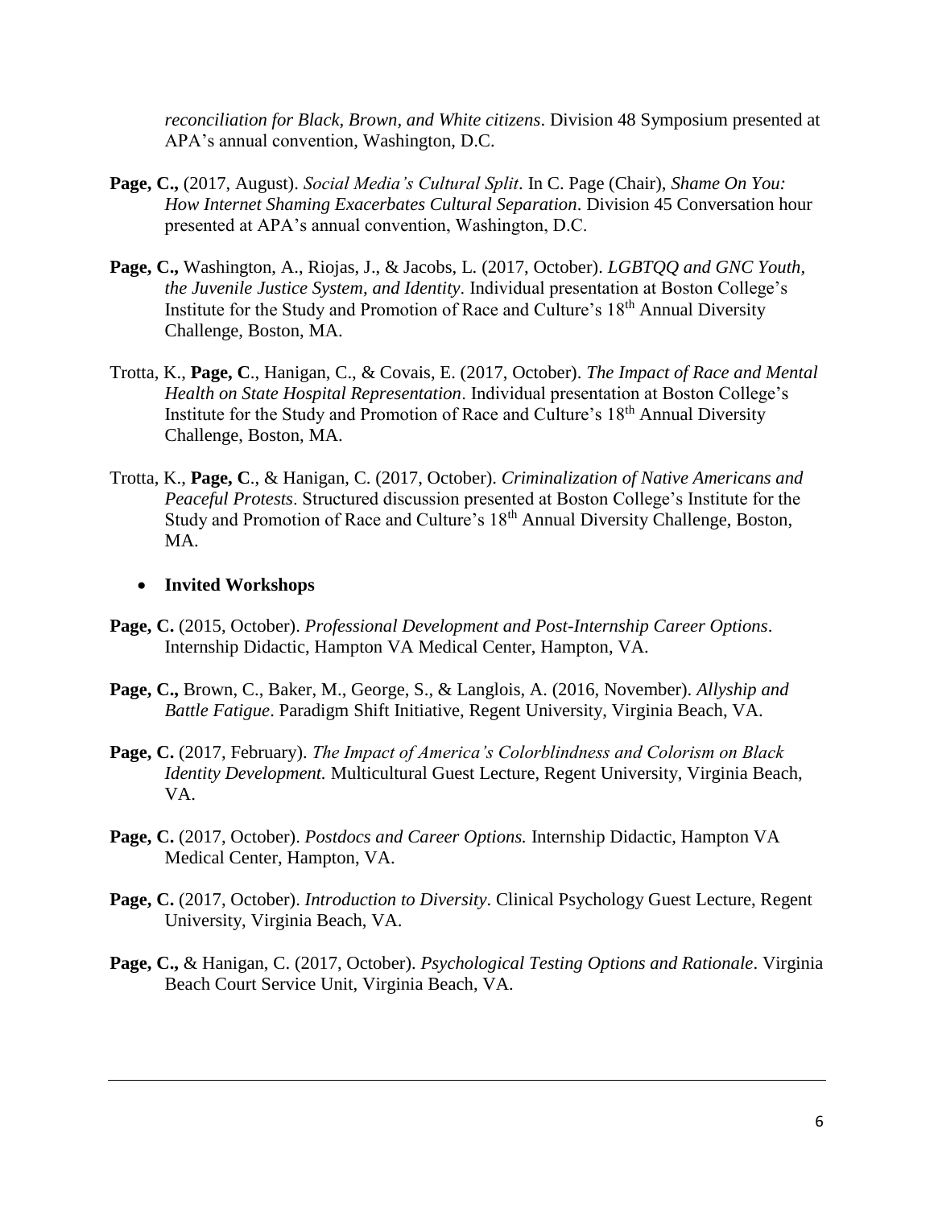*reconciliation for Black, Brown, and White citizens*. Division 48 Symposium presented at APA's annual convention, Washington, D.C.

**Page, C.,** (2017, August). *Social Media's Cultural Split*. In C. Page (Chair), *Shame On You: How Internet Shaming Exacerbates Cultural Separation*. Division 45 Conversation hour presented at APA's annual convention, Washington, D.C.

**Page, C.,** Washington, A., Riojas, J., & Jacobs, L. (2017, October). *LGBTQQ and GNC Youth, the Juvenile Justice System, and Identity*. Individual presentation at Boston College's Institute for the Study and Promotion of Race and Culture's 18th Annual Diversity Challenge, Boston, MA.

Trotta, K., **Page, C**., Hanigan, C., & Covais, E. (2017, October). *The Impact of Race and Mental Health on State Hospital Representation*. Individual presentation at Boston College's Institute for the Study and Promotion of Race and Culture's 18th Annual Diversity Challenge, Boston, MA.

Trotta, K., **Page, C**., & Hanigan, C. (2017, October). *Criminalization of Native Americans and Peaceful Protests*. Structured discussion presented at Boston College's Institute for the Study and Promotion of Race and Culture's 18th Annual Diversity Challenge, Boston, MA.

- **Invited Workshops**

**Page, C.** (2015, October). *Professional Development and Post-Internship Career Options*. Internship Didactic, Hampton VA Medical Center, Hampton, VA.

**Page, C.,** Brown, C., Baker, M., George, S., & Langlois, A. (2016, November). *Allyship and Battle Fatigue*. Paradigm Shift Initiative, Regent University, Virginia Beach, VA.

**Page, C.** (2017, February). *The Impact of America's Colorblindness and Colorism on Black Identity Development.* Multicultural Guest Lecture, Regent University, Virginia Beach, VA.

**Page, C.** (2017, October). *Postdocs and Career Options.* Internship Didactic, Hampton VA Medical Center, Hampton, VA.

**Page, C.** (2017, October). *Introduction to Diversity*. Clinical Psychology Guest Lecture, Regent University, Virginia Beach, VA.

**Page, C.,** & Hanigan, C. (2017, October). *Psychological Testing Options and Rationale*. Virginia Beach Court Service Unit, Virginia Beach, VA.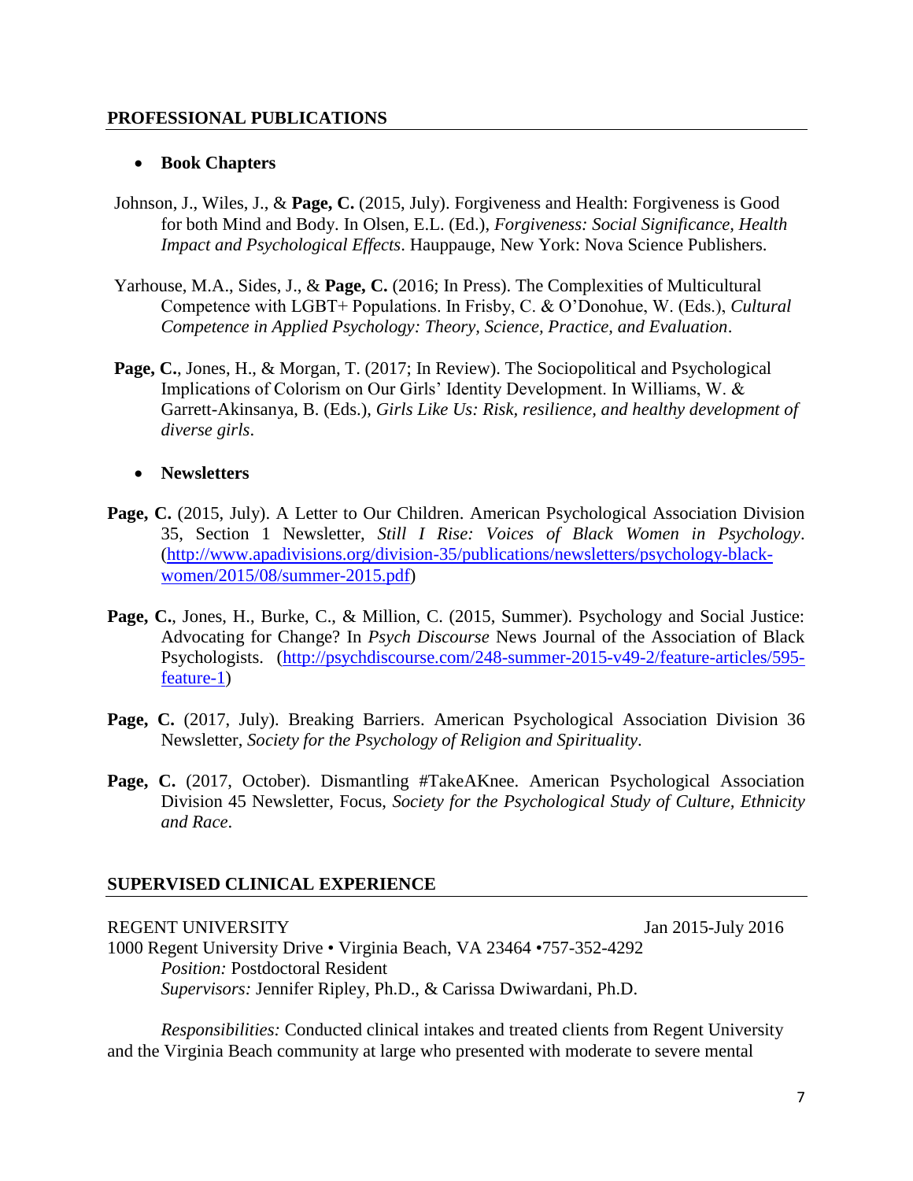## PROFESSIONAL PUBLICATIONS

- **Book Chapters**

Johnson, J., Wiles, J., & **Page, C.** (2015, July). Forgiveness and Health: Forgiveness is Good for both Mind and Body. In Olsen, E.L. (Ed.), *Forgiveness: Social Significance, Health Impact and Psychological Effects*. Hauppauge, New York: Nova Science Publishers.

Yarhouse, M.A., Sides, J., & **Page, C.** (2016; In Press). The Complexities of Multicultural Competence with LGBT+ Populations. In Frisby, C. & O'Donohue, W. (Eds.), *Cultural Competence in Applied Psychology: Theory, Science, Practice, and Evaluation*.

**Page, C.**, Jones, H., & Morgan, T. (2017; In Review). The Sociopolitical and Psychological Implications of Colorism on Our Girls' Identity Development. In Williams, W. & Garrett-Akinsanya, B. (Eds.), *Girls Like Us: Risk, resilience, and healthy development of diverse girls*.

- **Newsletters**

**Page, C.** (2015, July). A Letter to Our Children. American Psychological Association Division 35, Section 1 Newsletter, *Still I Rise: Voices of Black Women in Psychology*. (http://www.apadivisions.org/division-35/publications/newsletters/psychology-black-women/2015/08/summer-2015.pdf)

**Page, C.**, Jones, H., Burke, C., & Million, C. (2015, Summer). Psychology and Social Justice: Advocating for Change? In *Psych Discourse* News Journal of the Association of Black Psychologists. (http://psychdiscourse.com/248-summer-2015-v49-2/feature-articles/595-feature-1)

**Page, C.** (2017, July). Breaking Barriers. American Psychological Association Division 36 Newsletter, *Society for the Psychology of Religion and Spirituality*.

**Page, C.** (2017, October). Dismantling #TakeAKnee. American Psychological Association Division 45 Newsletter, Focus, *Society for the Psychological Study of Culture, Ethnicity and Race*.

## SUPERVISED CLINICAL EXPERIENCE

REGENT UNIVERSITY — Jan 2015-July 2016

1000 Regent University Drive • Virginia Beach, VA 23464 •757-352-4292

*Position:* Postdoctoral Resident

*Supervisors:* Jennifer Ripley, Ph.D., & Carissa Dwiwardani, Ph.D.

*Responsibilities:* Conducted clinical intakes and treated clients from Regent University and the Virginia Beach community at large who presented with moderate to severe mental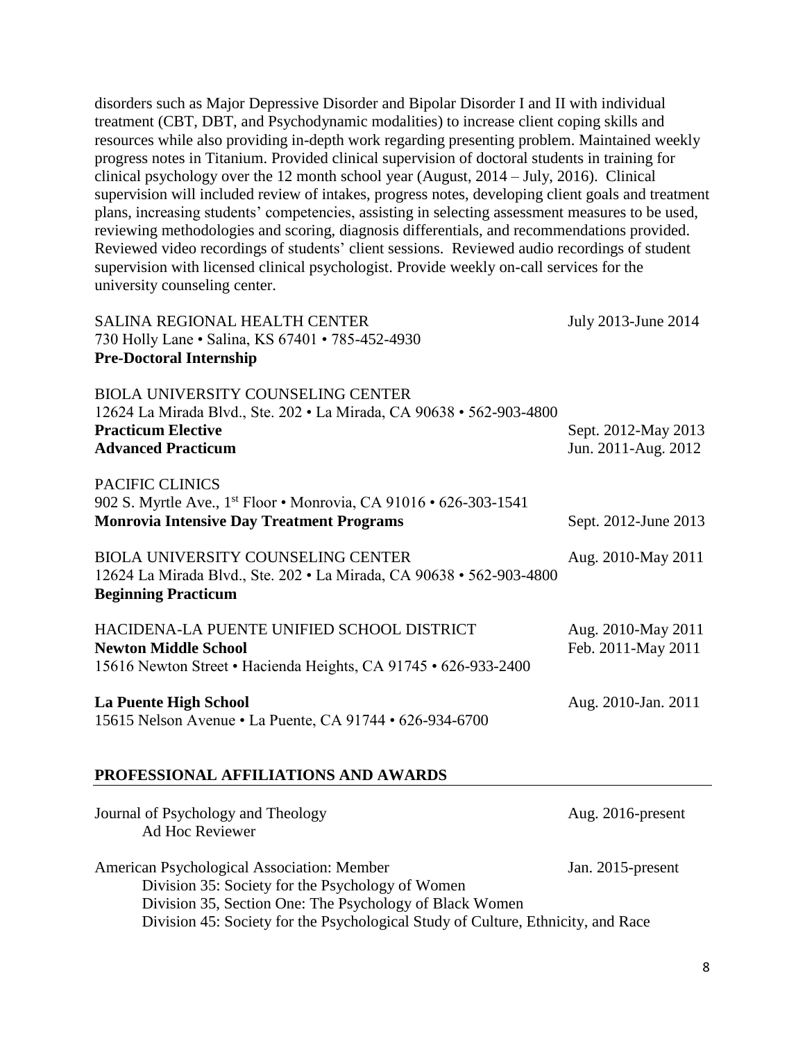disorders such as Major Depressive Disorder and Bipolar Disorder I and II with individual treatment (CBT, DBT, and Psychodynamic modalities) to increase client coping skills and resources while also providing in-depth work regarding presenting problem. Maintained weekly progress notes in Titanium. Provided clinical supervision of doctoral students in training for clinical psychology over the 12 month school year (August, 2014 – July, 2016). Clinical supervision will included review of intakes, progress notes, developing client goals and treatment plans, increasing students' competencies, assisting in selecting assessment measures to be used, reviewing methodologies and scoring, diagnosis differentials, and recommendations provided. Reviewed video recordings of students' client sessions. Reviewed audio recordings of student supervision with licensed clinical psychologist. Provide weekly on-call services for the university counseling center.

SALINA REGIONAL HEALTH CENTER — July 2013-June 2014
730 Holly Lane • Salina, KS 67401 • 785-452-4930
**Pre-Doctoral Internship**

BIOLA UNIVERSITY COUNSELING CENTER
12624 La Mirada Blvd., Ste. 202 • La Mirada, CA 90638 • 562-903-4800
**Practicum Elective** — Sept. 2012-May 2013
**Advanced Practicum** — Jun. 2011-Aug. 2012

PACIFIC CLINICS
902 S. Myrtle Ave., 1st Floor • Monrovia, CA 91016 • 626-303-1541
**Monrovia Intensive Day Treatment Programs** — Sept. 2012-June 2013

BIOLA UNIVERSITY COUNSELING CENTER — Aug. 2010-May 2011
12624 La Mirada Blvd., Ste. 202 • La Mirada, CA 90638 • 562-903-4800
**Beginning Practicum**

HACIDENA-LA PUENTE UNIFIED SCHOOL DISTRICT — Aug. 2010-May 2011
**Newton Middle School** — Feb. 2011-May 2011
15616 Newton Street • Hacienda Heights, CA 91745 • 626-933-2400

**La Puente High School** — Aug. 2010-Jan. 2011
15615 Nelson Avenue • La Puente, CA 91744 • 626-934-6700

## PROFESSIONAL AFFILIATIONS AND AWARDS

Journal of Psychology and Theology — Aug. 2016-present
Ad Hoc Reviewer

American Psychological Association: Member — Jan. 2015-present
Division 35: Society for the Psychology of Women
Division 35, Section One: The Psychology of Black Women
Division 45: Society for the Psychological Study of Culture, Ethnicity, and Race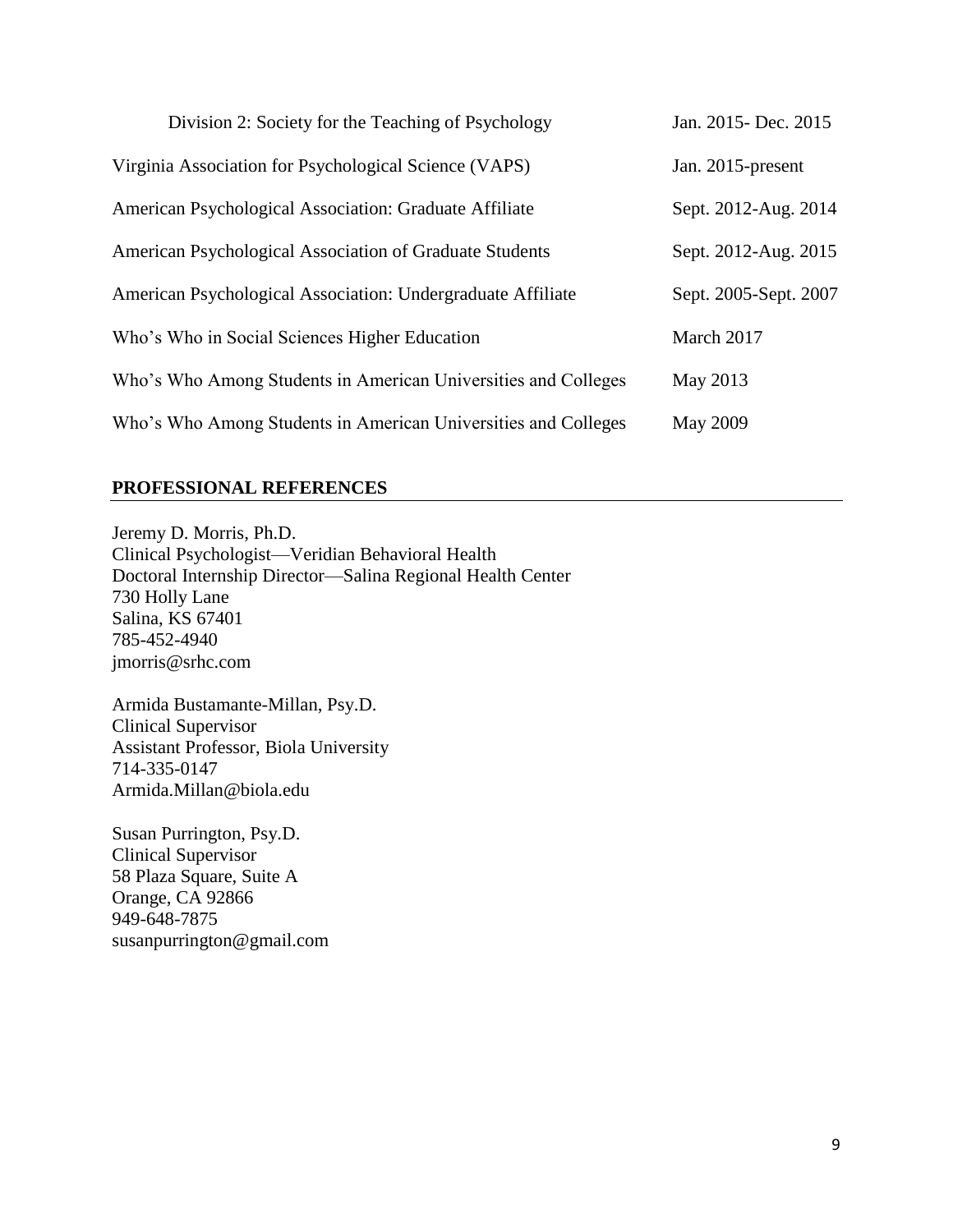| | |
|---|---|
| Division 2: Society for the Teaching of Psychology | Jan. 2015- Dec. 2015 |
| Virginia Association for Psychological Science (VAPS) | Jan. 2015-present |
| American Psychological Association: Graduate Affiliate | Sept. 2012-Aug. 2014 |
| American Psychological Association of Graduate Students | Sept. 2012-Aug. 2015 |
| American Psychological Association: Undergraduate Affiliate | Sept. 2005-Sept. 2007 |
| Who's Who in Social Sciences Higher Education | March 2017 |
| Who's Who Among Students in American Universities and Colleges | May 2013 |
| Who's Who Among Students in American Universities and Colleges | May 2009 |

## PROFESSIONAL REFERENCES

Jeremy D. Morris, Ph.D.
Clinical Psychologist—Veridian Behavioral Health
Doctoral Internship Director—Salina Regional Health Center
730 Holly Lane
Salina, KS 67401
785-452-4940
jmorris@srhc.com

Armida Bustamante-Millan, Psy.D.
Clinical Supervisor
Assistant Professor, Biola University
714-335-0147
Armida.Millan@biola.edu

Susan Purrington, Psy.D.
Clinical Supervisor
58 Plaza Square, Suite A
Orange, CA 92866
949-648-7875
susanpurrington@gmail.com